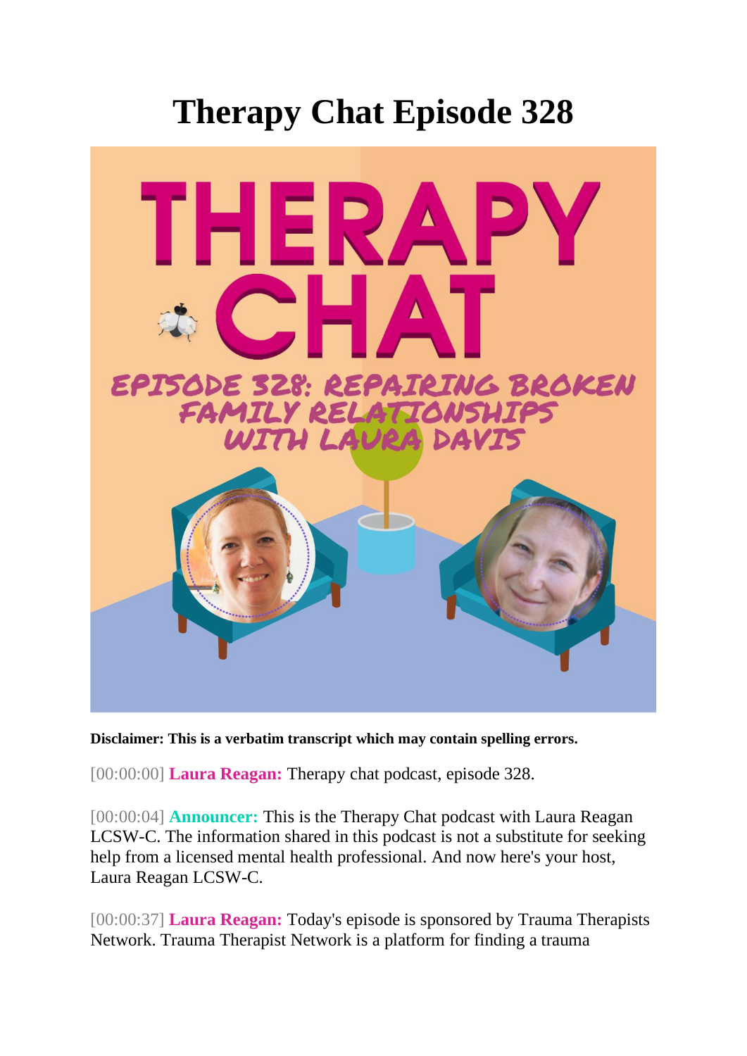# Therapy Chat Episode 328

**Disclaimer: This is a verbatim transcript which may contain spelling errors.**

[00:00:00] **Laura Reagan:** Therapy chat podcast, episode 328.

[00:00:04] **Announcer:** This is the Therapy Chat podcast with Laura Reagan LCSW-C. The information shared in this podcast is not a substitute for seeking help from a licensed mental health professional. And now here's your host, Laura Reagan LCSW-C.

[00:00:37] **Laura Reagan:** Today's episode is sponsored by Trauma Therapists Network. Trauma Therapist Network is a platform for finding a trauma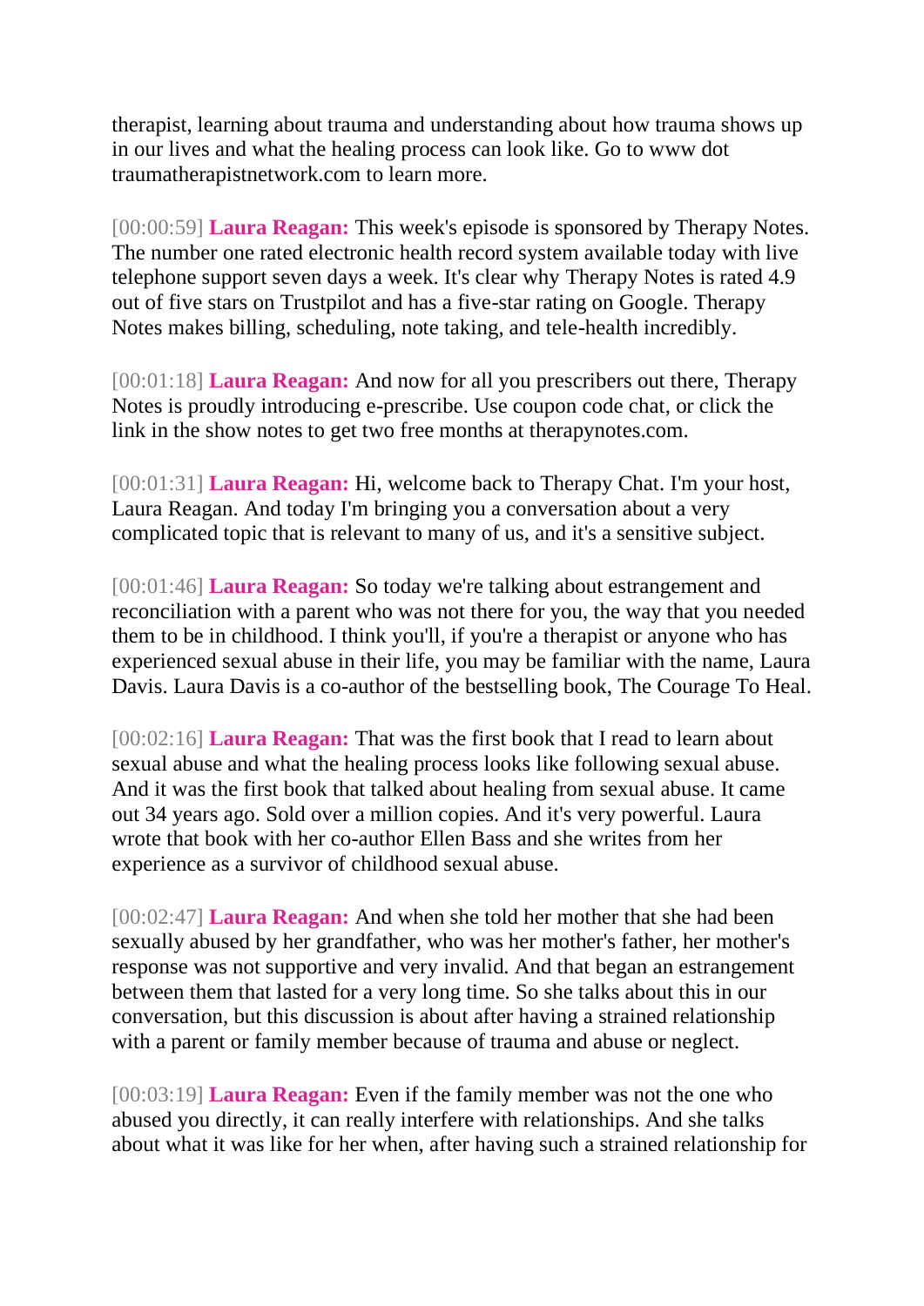therapist, learning about trauma and understanding about how trauma shows up in our lives and what the healing process can look like. Go to www dot traumatherapistnetwork.com to learn more.

[00:00:59] **Laura Reagan:** This week's episode is sponsored by Therapy Notes. The number one rated electronic health record system available today with live telephone support seven days a week. It's clear why Therapy Notes is rated 4.9 out of five stars on Trustpilot and has a five-star rating on Google. Therapy Notes makes billing, scheduling, note taking, and tele-health incredibly.

[00:01:18] **Laura Reagan:** And now for all you prescribers out there, Therapy Notes is proudly introducing e-prescribe. Use coupon code chat, or click the link in the show notes to get two free months at therapynotes.com.

[00:01:31] **Laura Reagan:** Hi, welcome back to Therapy Chat. I'm your host, Laura Reagan. And today I'm bringing you a conversation about a very complicated topic that is relevant to many of us, and it's a sensitive subject.

[00:01:46] **Laura Reagan:** So today we're talking about estrangement and reconciliation with a parent who was not there for you, the way that you needed them to be in childhood. I think you'll, if you're a therapist or anyone who has experienced sexual abuse in their life, you may be familiar with the name, Laura Davis. Laura Davis is a co-author of the bestselling book, The Courage To Heal.

[00:02:16] **Laura Reagan:** That was the first book that I read to learn about sexual abuse and what the healing process looks like following sexual abuse. And it was the first book that talked about healing from sexual abuse. It came out 34 years ago. Sold over a million copies. And it's very powerful. Laura wrote that book with her co-author Ellen Bass and she writes from her experience as a survivor of childhood sexual abuse.

[00:02:47] **Laura Reagan:** And when she told her mother that she had been sexually abused by her grandfather, who was her mother's father, her mother's response was not supportive and very invalid. And that began an estrangement between them that lasted for a very long time. So she talks about this in our conversation, but this discussion is about after having a strained relationship with a parent or family member because of trauma and abuse or neglect.

[00:03:19] **Laura Reagan:** Even if the family member was not the one who abused you directly, it can really interfere with relationships. And she talks about what it was like for her when, after having such a strained relationship for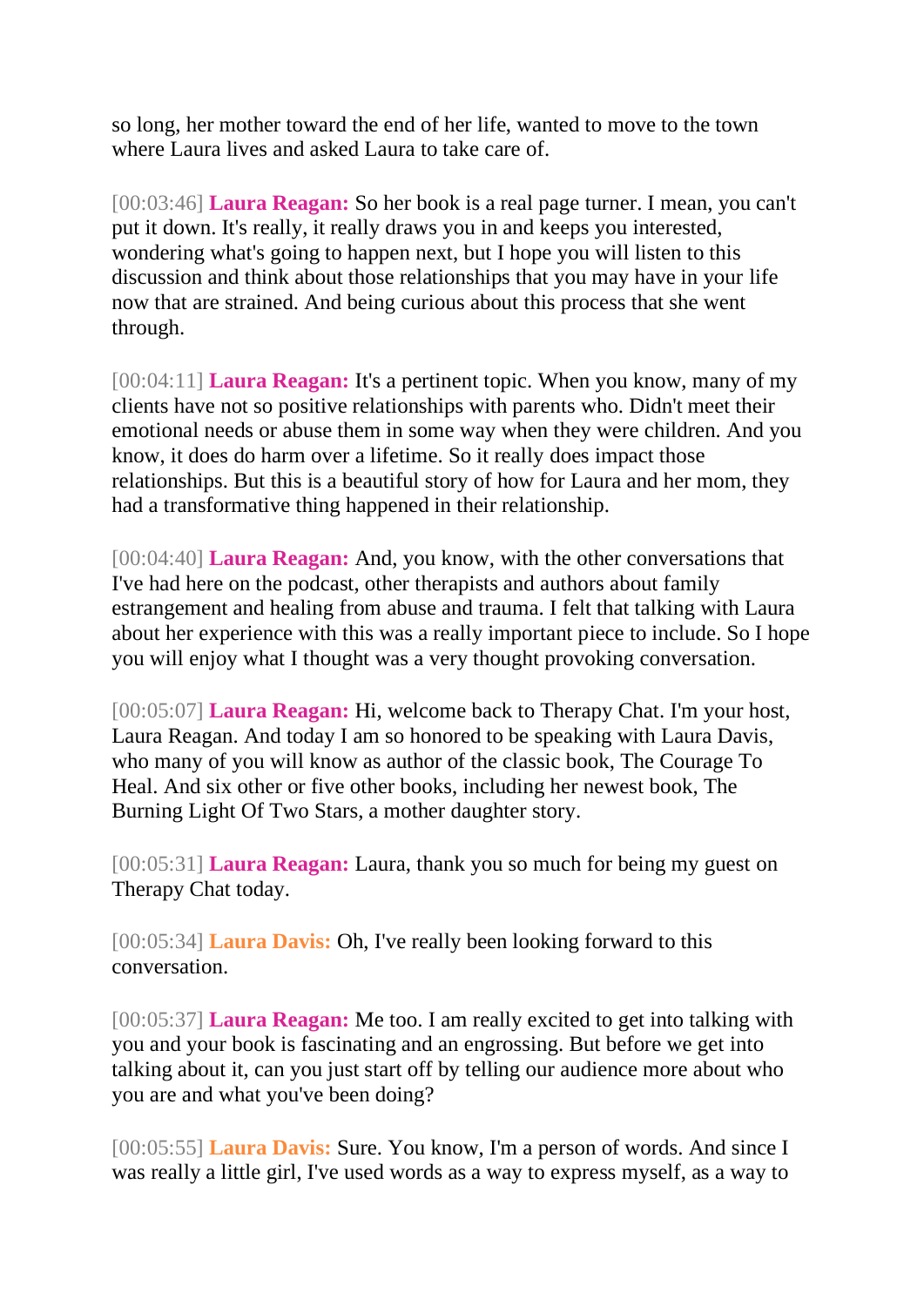so long, her mother toward the end of her life, wanted to move to the town where Laura lives and asked Laura to take care of.

[00:03:46] **Laura Reagan:** So her book is a real page turner. I mean, you can't put it down. It's really, it really draws you in and keeps you interested, wondering what's going to happen next, but I hope you will listen to this discussion and think about those relationships that you may have in your life now that are strained. And being curious about this process that she went through.

[00:04:11] **Laura Reagan:** It's a pertinent topic. When you know, many of my clients have not so positive relationships with parents who. Didn't meet their emotional needs or abuse them in some way when they were children. And you know, it does do harm over a lifetime. So it really does impact those relationships. But this is a beautiful story of how for Laura and her mom, they had a transformative thing happened in their relationship.

[00:04:40] **Laura Reagan:** And, you know, with the other conversations that I've had here on the podcast, other therapists and authors about family estrangement and healing from abuse and trauma. I felt that talking with Laura about her experience with this was a really important piece to include. So I hope you will enjoy what I thought was a very thought provoking conversation.

[00:05:07] **Laura Reagan:** Hi, welcome back to Therapy Chat. I'm your host, Laura Reagan. And today I am so honored to be speaking with Laura Davis, who many of you will know as author of the classic book, The Courage To Heal. And six other or five other books, including her newest book, The Burning Light Of Two Stars, a mother daughter story.

[00:05:31] **Laura Reagan:** Laura, thank you so much for being my guest on Therapy Chat today.

[00:05:34] **Laura Davis:** Oh, I've really been looking forward to this conversation.

[00:05:37] **Laura Reagan:** Me too. I am really excited to get into talking with you and your book is fascinating and an engrossing. But before we get into talking about it, can you just start off by telling our audience more about who you are and what you've been doing?

[00:05:55] **Laura Davis:** Sure. You know, I'm a person of words. And since I was really a little girl, I've used words as a way to express myself, as a way to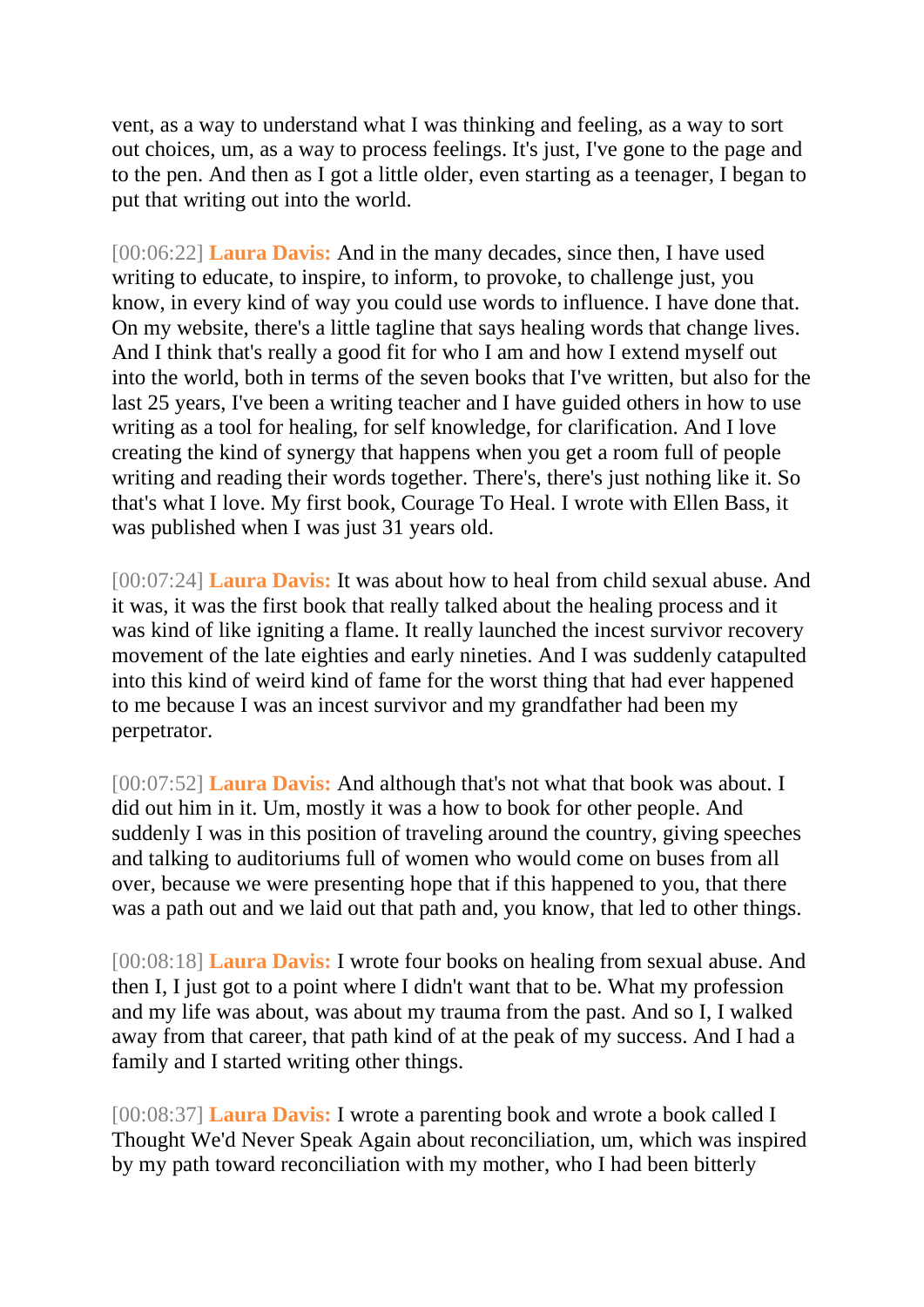vent, as a way to understand what I was thinking and feeling, as a way to sort out choices, um, as a way to process feelings. It's just, I've gone to the page and to the pen. And then as I got a little older, even starting as a teenager, I began to put that writing out into the world.

[00:06:22] **Laura Davis:** And in the many decades, since then, I have used writing to educate, to inspire, to inform, to provoke, to challenge just, you know, in every kind of way you could use words to influence. I have done that. On my website, there's a little tagline that says healing words that change lives. And I think that's really a good fit for who I am and how I extend myself out into the world, both in terms of the seven books that I've written, but also for the last 25 years, I've been a writing teacher and I have guided others in how to use writing as a tool for healing, for self knowledge, for clarification. And I love creating the kind of synergy that happens when you get a room full of people writing and reading their words together. There's, there's just nothing like it. So that's what I love. My first book, Courage To Heal. I wrote with Ellen Bass, it was published when I was just 31 years old.

[00:07:24] **Laura Davis:** It was about how to heal from child sexual abuse. And it was, it was the first book that really talked about the healing process and it was kind of like igniting a flame. It really launched the incest survivor recovery movement of the late eighties and early nineties. And I was suddenly catapulted into this kind of weird kind of fame for the worst thing that had ever happened to me because I was an incest survivor and my grandfather had been my perpetrator.

[00:07:52] **Laura Davis:** And although that's not what that book was about. I did out him in it. Um, mostly it was a how to book for other people. And suddenly I was in this position of traveling around the country, giving speeches and talking to auditoriums full of women who would come on buses from all over, because we were presenting hope that if this happened to you, that there was a path out and we laid out that path and, you know, that led to other things.

[00:08:18] **Laura Davis:** I wrote four books on healing from sexual abuse. And then I, I just got to a point where I didn't want that to be. What my profession and my life was about, was about my trauma from the past. And so I, I walked away from that career, that path kind of at the peak of my success. And I had a family and I started writing other things.

[00:08:37] **Laura Davis:** I wrote a parenting book and wrote a book called I Thought We'd Never Speak Again about reconciliation, um, which was inspired by my path toward reconciliation with my mother, who I had been bitterly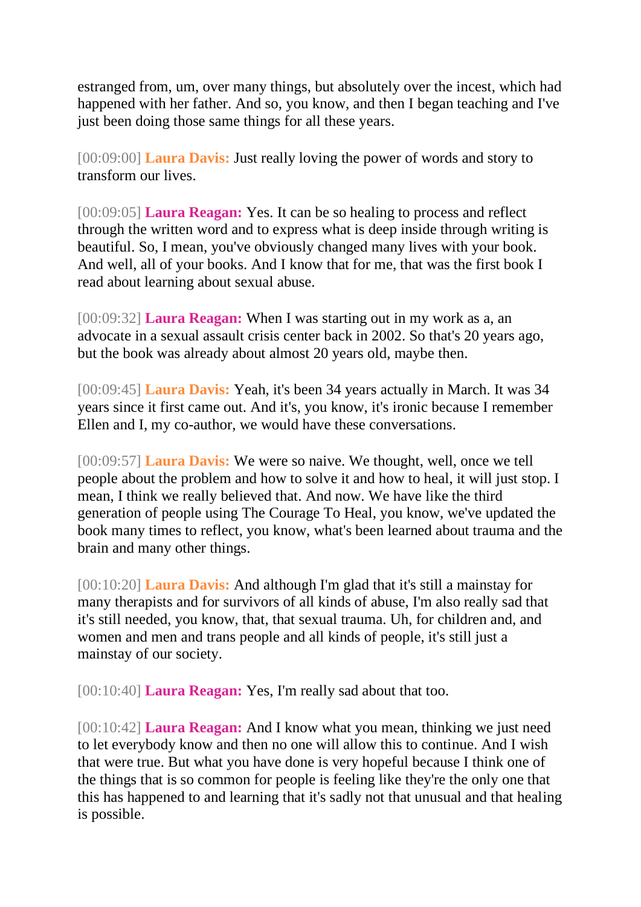estranged from, um, over many things, but absolutely over the incest, which had happened with her father. And so, you know, and then I began teaching and I've just been doing those same things for all these years.

[00:09:00] **Laura Davis:** Just really loving the power of words and story to transform our lives.

[00:09:05] **Laura Reagan:** Yes. It can be so healing to process and reflect through the written word and to express what is deep inside through writing is beautiful. So, I mean, you've obviously changed many lives with your book. And well, all of your books. And I know that for me, that was the first book I read about learning about sexual abuse.

[00:09:32] **Laura Reagan:** When I was starting out in my work as a, an advocate in a sexual assault crisis center back in 2002. So that's 20 years ago, but the book was already about almost 20 years old, maybe then.

[00:09:45] **Laura Davis:** Yeah, it's been 34 years actually in March. It was 34 years since it first came out. And it's, you know, it's ironic because I remember Ellen and I, my co-author, we would have these conversations.

[00:09:57] **Laura Davis:** We were so naive. We thought, well, once we tell people about the problem and how to solve it and how to heal, it will just stop. I mean, I think we really believed that. And now. We have like the third generation of people using The Courage To Heal, you know, we've updated the book many times to reflect, you know, what's been learned about trauma and the brain and many other things.

[00:10:20] **Laura Davis:** And although I'm glad that it's still a mainstay for many therapists and for survivors of all kinds of abuse, I'm also really sad that it's still needed, you know, that, that sexual trauma. Uh, for children and, and women and men and trans people and all kinds of people, it's still just a mainstay of our society.

[00:10:40] **Laura Reagan:** Yes, I'm really sad about that too.

[00:10:42] **Laura Reagan:** And I know what you mean, thinking we just need to let everybody know and then no one will allow this to continue. And I wish that were true. But what you have done is very hopeful because I think one of the things that is so common for people is feeling like they're the only one that this has happened to and learning that it's sadly not that unusual and that healing is possible.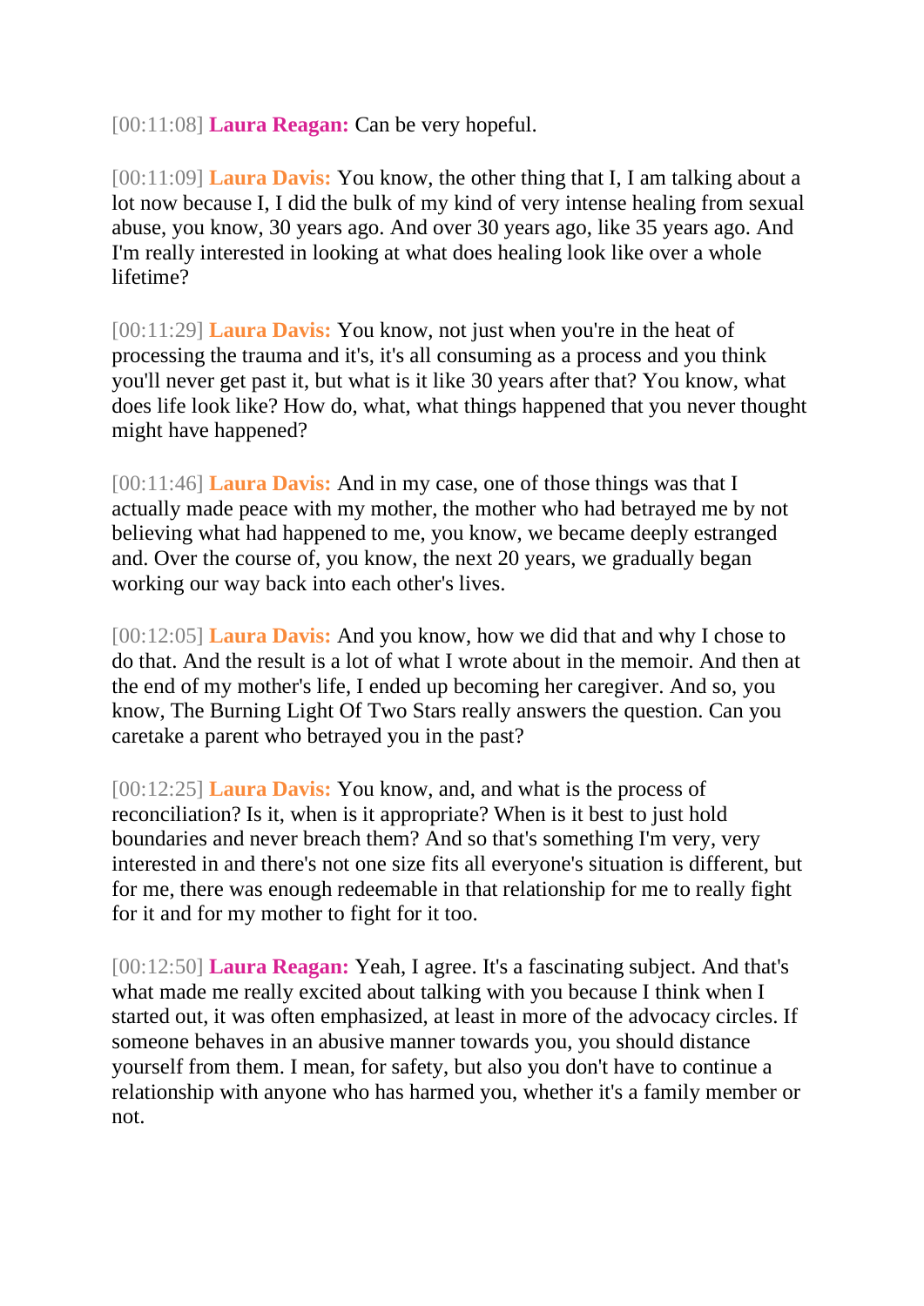[00:11:08] **Laura Reagan:** Can be very hopeful.

[00:11:09] **Laura Davis:** You know, the other thing that I, I am talking about a lot now because I, I did the bulk of my kind of very intense healing from sexual abuse, you know, 30 years ago. And over 30 years ago, like 35 years ago. And I'm really interested in looking at what does healing look like over a whole lifetime?

[00:11:29] **Laura Davis:** You know, not just when you're in the heat of processing the trauma and it's, it's all consuming as a process and you think you'll never get past it, but what is it like 30 years after that? You know, what does life look like? How do, what, what things happened that you never thought might have happened?

[00:11:46] **Laura Davis:** And in my case, one of those things was that I actually made peace with my mother, the mother who had betrayed me by not believing what had happened to me, you know, we became deeply estranged and. Over the course of, you know, the next 20 years, we gradually began working our way back into each other's lives.

[00:12:05] **Laura Davis:** And you know, how we did that and why I chose to do that. And the result is a lot of what I wrote about in the memoir. And then at the end of my mother's life, I ended up becoming her caregiver. And so, you know, The Burning Light Of Two Stars really answers the question. Can you caretake a parent who betrayed you in the past?

[00:12:25] **Laura Davis:** You know, and, and what is the process of reconciliation? Is it, when is it appropriate? When is it best to just hold boundaries and never breach them? And so that's something I'm very, very interested in and there's not one size fits all everyone's situation is different, but for me, there was enough redeemable in that relationship for me to really fight for it and for my mother to fight for it too.

[00:12:50] **Laura Reagan:** Yeah, I agree. It's a fascinating subject. And that's what made me really excited about talking with you because I think when I started out, it was often emphasized, at least in more of the advocacy circles. If someone behaves in an abusive manner towards you, you should distance yourself from them. I mean, for safety, but also you don't have to continue a relationship with anyone who has harmed you, whether it's a family member or not.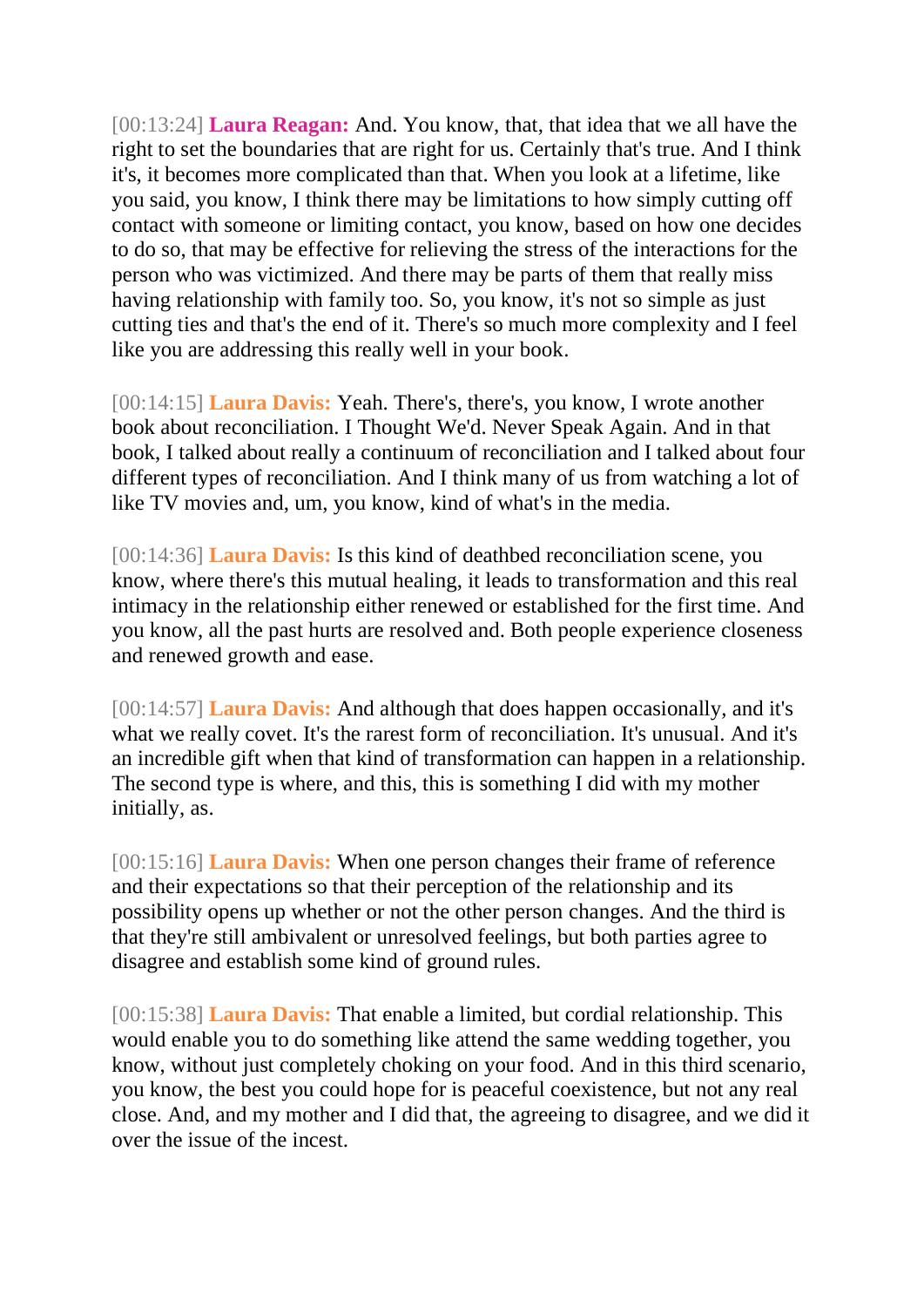[00:13:24] **Laura Reagan:** And. You know, that, that idea that we all have the right to set the boundaries that are right for us. Certainly that's true. And I think it's, it becomes more complicated than that. When you look at a lifetime, like you said, you know, I think there may be limitations to how simply cutting off contact with someone or limiting contact, you know, based on how one decides to do so, that may be effective for relieving the stress of the interactions for the person who was victimized. And there may be parts of them that really miss having relationship with family too. So, you know, it's not so simple as just cutting ties and that's the end of it. There's so much more complexity and I feel like you are addressing this really well in your book.

[00:14:15] **Laura Davis:** Yeah. There's, there's, you know, I wrote another book about reconciliation. I Thought We'd. Never Speak Again. And in that book, I talked about really a continuum of reconciliation and I talked about four different types of reconciliation. And I think many of us from watching a lot of like TV movies and, um, you know, kind of what's in the media.

[00:14:36] **Laura Davis:** Is this kind of deathbed reconciliation scene, you know, where there's this mutual healing, it leads to transformation and this real intimacy in the relationship either renewed or established for the first time. And you know, all the past hurts are resolved and. Both people experience closeness and renewed growth and ease.

[00:14:57] **Laura Davis:** And although that does happen occasionally, and it's what we really covet. It's the rarest form of reconciliation. It's unusual. And it's an incredible gift when that kind of transformation can happen in a relationship. The second type is where, and this, this is something I did with my mother initially, as.

[00:15:16] **Laura Davis:** When one person changes their frame of reference and their expectations so that their perception of the relationship and its possibility opens up whether or not the other person changes. And the third is that they're still ambivalent or unresolved feelings, but both parties agree to disagree and establish some kind of ground rules.

[00:15:38] **Laura Davis:** That enable a limited, but cordial relationship. This would enable you to do something like attend the same wedding together, you know, without just completely choking on your food. And in this third scenario, you know, the best you could hope for is peaceful coexistence, but not any real close. And, and my mother and I did that, the agreeing to disagree, and we did it over the issue of the incest.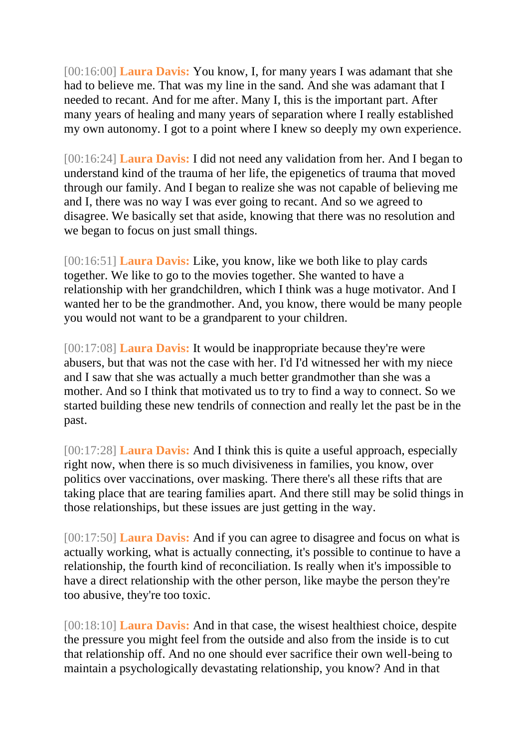[00:16:00] **Laura Davis:** You know, I, for many years I was adamant that she had to believe me. That was my line in the sand. And she was adamant that I needed to recant. And for me after. Many I, this is the important part. After many years of healing and many years of separation where I really established my own autonomy. I got to a point where I knew so deeply my own experience.

[00:16:24] **Laura Davis:** I did not need any validation from her. And I began to understand kind of the trauma of her life, the epigenetics of trauma that moved through our family. And I began to realize she was not capable of believing me and I, there was no way I was ever going to recant. And so we agreed to disagree. We basically set that aside, knowing that there was no resolution and we began to focus on just small things.

[00:16:51] **Laura Davis:** Like, you know, like we both like to play cards together. We like to go to the movies together. She wanted to have a relationship with her grandchildren, which I think was a huge motivator. And I wanted her to be the grandmother. And, you know, there would be many people you would not want to be a grandparent to your children.

[00:17:08] **Laura Davis:** It would be inappropriate because they're were abusers, but that was not the case with her. I'd I'd witnessed her with my niece and I saw that she was actually a much better grandmother than she was a mother. And so I think that motivated us to try to find a way to connect. So we started building these new tendrils of connection and really let the past be in the past.

[00:17:28] **Laura Davis:** And I think this is quite a useful approach, especially right now, when there is so much divisiveness in families, you know, over politics over vaccinations, over masking. There there's all these rifts that are taking place that are tearing families apart. And there still may be solid things in those relationships, but these issues are just getting in the way.

[00:17:50] **Laura Davis:** And if you can agree to disagree and focus on what is actually working, what is actually connecting, it's possible to continue to have a relationship, the fourth kind of reconciliation. Is really when it's impossible to have a direct relationship with the other person, like maybe the person they're too abusive, they're too toxic.

[00:18:10] **Laura Davis:** And in that case, the wisest healthiest choice, despite the pressure you might feel from the outside and also from the inside is to cut that relationship off. And no one should ever sacrifice their own well-being to maintain a psychologically devastating relationship, you know? And in that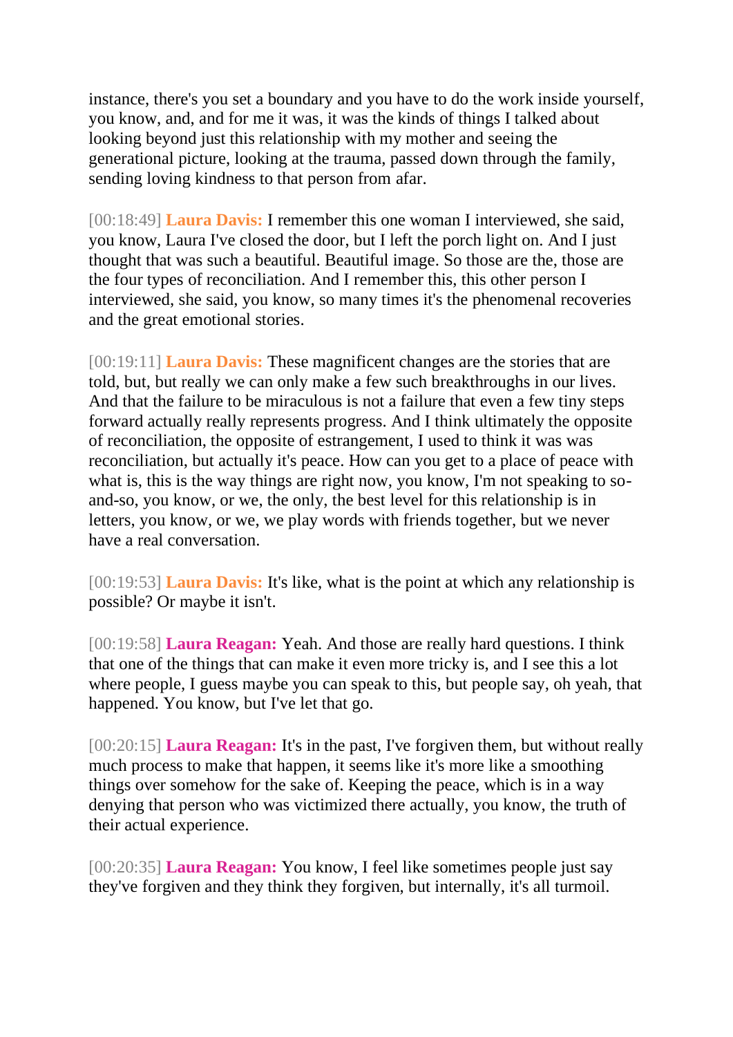instance, there's you set a boundary and you have to do the work inside yourself, you know, and, and for me it was, it was the kinds of things I talked about looking beyond just this relationship with my mother and seeing the generational picture, looking at the trauma, passed down through the family, sending loving kindness to that person from afar.

[00:18:49] **Laura Davis:** I remember this one woman I interviewed, she said, you know, Laura I've closed the door, but I left the porch light on. And I just thought that was such a beautiful. Beautiful image. So those are the, those are the four types of reconciliation. And I remember this, this other person I interviewed, she said, you know, so many times it's the phenomenal recoveries and the great emotional stories.

[00:19:11] **Laura Davis:** These magnificent changes are the stories that are told, but, but really we can only make a few such breakthroughs in our lives. And that the failure to be miraculous is not a failure that even a few tiny steps forward actually really represents progress. And I think ultimately the opposite of reconciliation, the opposite of estrangement, I used to think it was was reconciliation, but actually it's peace. How can you get to a place of peace with what is, this is the way things are right now, you know, I'm not speaking to so-and-so, you know, or we, the only, the best level for this relationship is in letters, you know, or we, we play words with friends together, but we never have a real conversation.

[00:19:53] **Laura Davis:** It's like, what is the point at which any relationship is possible? Or maybe it isn't.

[00:19:58] **Laura Reagan:** Yeah. And those are really hard questions. I think that one of the things that can make it even more tricky is, and I see this a lot where people, I guess maybe you can speak to this, but people say, oh yeah, that happened. You know, but I've let that go.

[00:20:15] **Laura Reagan:** It's in the past, I've forgiven them, but without really much process to make that happen, it seems like it's more like a smoothing things over somehow for the sake of. Keeping the peace, which is in a way denying that person who was victimized there actually, you know, the truth of their actual experience.

[00:20:35] **Laura Reagan:** You know, I feel like sometimes people just say they've forgiven and they think they forgiven, but internally, it's all turmoil.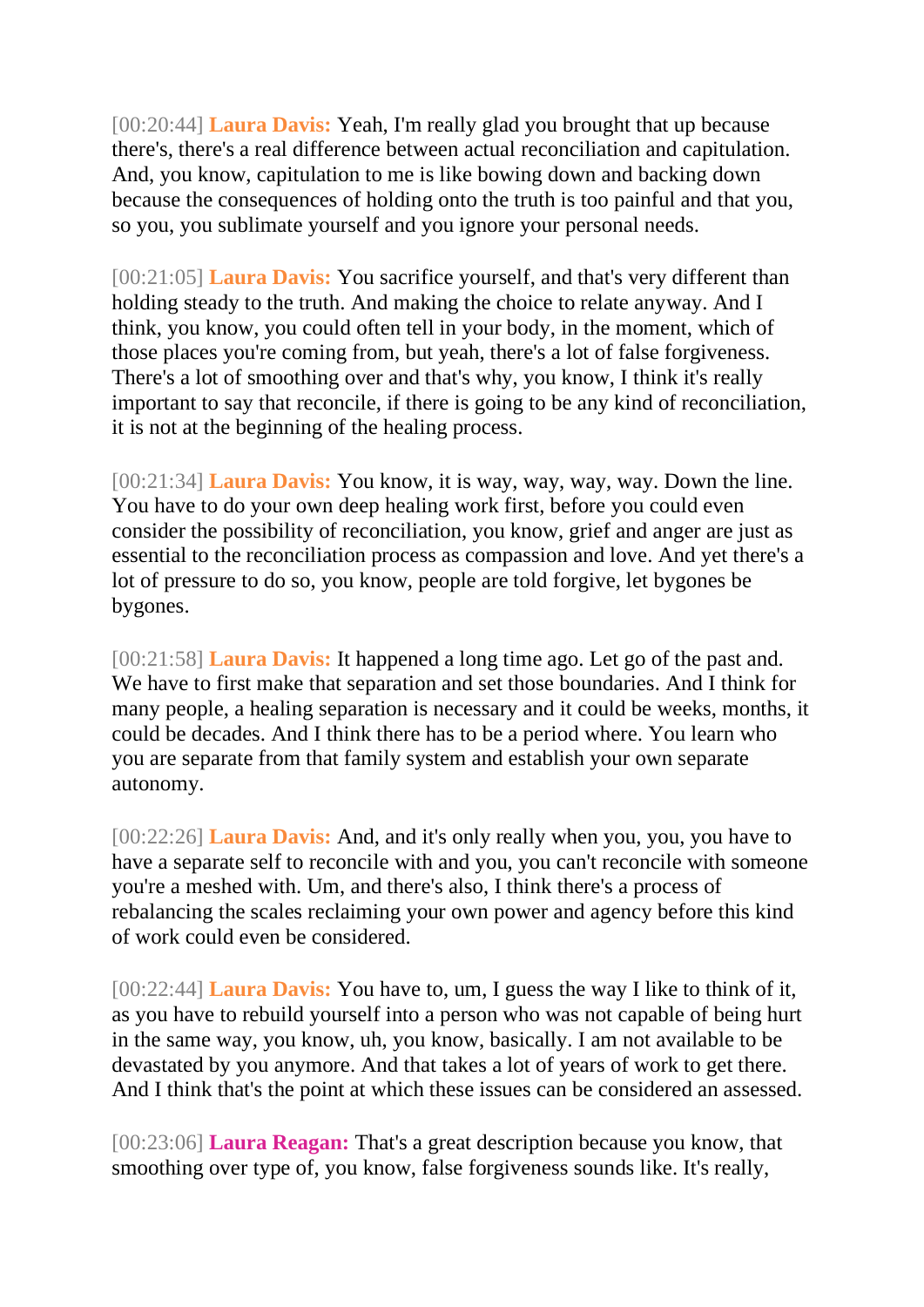[00:20:44] **Laura Davis:** Yeah, I'm really glad you brought that up because there's, there's a real difference between actual reconciliation and capitulation. And, you know, capitulation to me is like bowing down and backing down because the consequences of holding onto the truth is too painful and that you, so you, you sublimate yourself and you ignore your personal needs.

[00:21:05] **Laura Davis:** You sacrifice yourself, and that's very different than holding steady to the truth. And making the choice to relate anyway. And I think, you know, you could often tell in your body, in the moment, which of those places you're coming from, but yeah, there's a lot of false forgiveness. There's a lot of smoothing over and that's why, you know, I think it's really important to say that reconcile, if there is going to be any kind of reconciliation, it is not at the beginning of the healing process.

[00:21:34] **Laura Davis:** You know, it is way, way, way, way. Down the line. You have to do your own deep healing work first, before you could even consider the possibility of reconciliation, you know, grief and anger are just as essential to the reconciliation process as compassion and love. And yet there's a lot of pressure to do so, you know, people are told forgive, let bygones be bygones.

[00:21:58] **Laura Davis:** It happened a long time ago. Let go of the past and. We have to first make that separation and set those boundaries. And I think for many people, a healing separation is necessary and it could be weeks, months, it could be decades. And I think there has to be a period where. You learn who you are separate from that family system and establish your own separate autonomy.

[00:22:26] **Laura Davis:** And, and it's only really when you, you, you have to have a separate self to reconcile with and you, you can't reconcile with someone you're a meshed with. Um, and there's also, I think there's a process of rebalancing the scales reclaiming your own power and agency before this kind of work could even be considered.

[00:22:44] **Laura Davis:** You have to, um, I guess the way I like to think of it, as you have to rebuild yourself into a person who was not capable of being hurt in the same way, you know, uh, you know, basically. I am not available to be devastated by you anymore. And that takes a lot of years of work to get there. And I think that's the point at which these issues can be considered an assessed.

[00:23:06] **Laura Reagan:** That's a great description because you know, that smoothing over type of, you know, false forgiveness sounds like. It's really,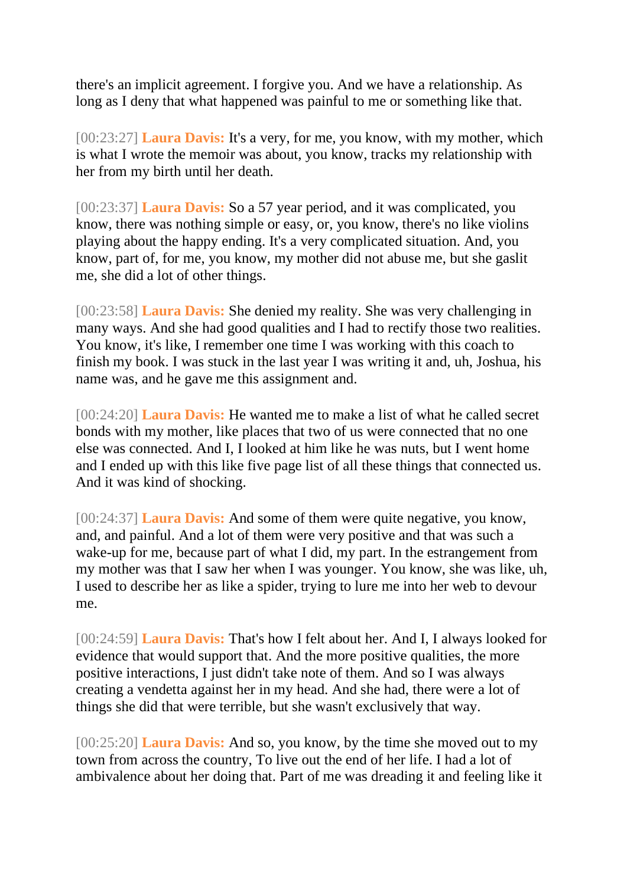there's an implicit agreement. I forgive you. And we have a relationship. As long as I deny that what happened was painful to me or something like that.

[00:23:27] **Laura Davis:** It's a very, for me, you know, with my mother, which is what I wrote the memoir was about, you know, tracks my relationship with her from my birth until her death.

[00:23:37] **Laura Davis:** So a 57 year period, and it was complicated, you know, there was nothing simple or easy, or, you know, there's no like violins playing about the happy ending. It's a very complicated situation. And, you know, part of, for me, you know, my mother did not abuse me, but she gaslit me, she did a lot of other things.

[00:23:58] **Laura Davis:** She denied my reality. She was very challenging in many ways. And she had good qualities and I had to rectify those two realities. You know, it's like, I remember one time I was working with this coach to finish my book. I was stuck in the last year I was writing it and, uh, Joshua, his name was, and he gave me this assignment and.

[00:24:20] **Laura Davis:** He wanted me to make a list of what he called secret bonds with my mother, like places that two of us were connected that no one else was connected. And I, I looked at him like he was nuts, but I went home and I ended up with this like five page list of all these things that connected us. And it was kind of shocking.

[00:24:37] **Laura Davis:** And some of them were quite negative, you know, and, and painful. And a lot of them were very positive and that was such a wake-up for me, because part of what I did, my part. In the estrangement from my mother was that I saw her when I was younger. You know, she was like, uh, I used to describe her as like a spider, trying to lure me into her web to devour me.

[00:24:59] **Laura Davis:** That's how I felt about her. And I, I always looked for evidence that would support that. And the more positive qualities, the more positive interactions, I just didn't take note of them. And so I was always creating a vendetta against her in my head. And she had, there were a lot of things she did that were terrible, but she wasn't exclusively that way.

[00:25:20] **Laura Davis:** And so, you know, by the time she moved out to my town from across the country, To live out the end of her life. I had a lot of ambivalence about her doing that. Part of me was dreading it and feeling like it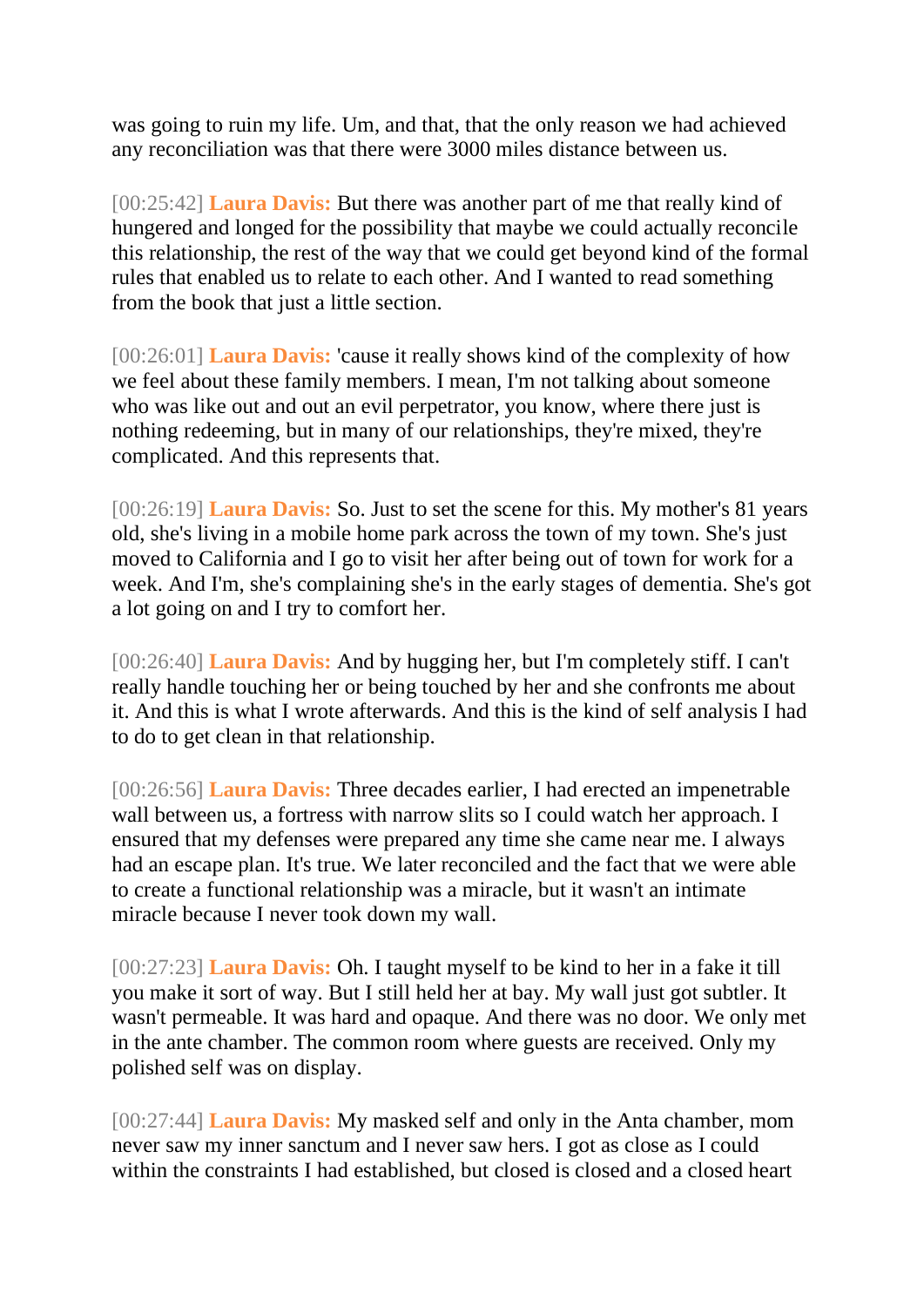was going to ruin my life. Um, and that, that the only reason we had achieved any reconciliation was that there were 3000 miles distance between us.

[00:25:42] **Laura Davis:** But there was another part of me that really kind of hungered and longed for the possibility that maybe we could actually reconcile this relationship, the rest of the way that we could get beyond kind of the formal rules that enabled us to relate to each other. And I wanted to read something from the book that just a little section.

[00:26:01] **Laura Davis:** 'cause it really shows kind of the complexity of how we feel about these family members. I mean, I'm not talking about someone who was like out and out an evil perpetrator, you know, where there just is nothing redeeming, but in many of our relationships, they're mixed, they're complicated. And this represents that.

[00:26:19] **Laura Davis:** So. Just to set the scene for this. My mother's 81 years old, she's living in a mobile home park across the town of my town. She's just moved to California and I go to visit her after being out of town for work for a week. And I'm, she's complaining she's in the early stages of dementia. She's got a lot going on and I try to comfort her.

[00:26:40] **Laura Davis:** And by hugging her, but I'm completely stiff. I can't really handle touching her or being touched by her and she confronts me about it. And this is what I wrote afterwards. And this is the kind of self analysis I had to do to get clean in that relationship.

[00:26:56] **Laura Davis:** Three decades earlier, I had erected an impenetrable wall between us, a fortress with narrow slits so I could watch her approach. I ensured that my defenses were prepared any time she came near me. I always had an escape plan. It's true. We later reconciled and the fact that we were able to create a functional relationship was a miracle, but it wasn't an intimate miracle because I never took down my wall.

[00:27:23] **Laura Davis:** Oh. I taught myself to be kind to her in a fake it till you make it sort of way. But I still held her at bay. My wall just got subtler. It wasn't permeable. It was hard and opaque. And there was no door. We only met in the ante chamber. The common room where guests are received. Only my polished self was on display.

[00:27:44] **Laura Davis:** My masked self and only in the Anta chamber, mom never saw my inner sanctum and I never saw hers. I got as close as I could within the constraints I had established, but closed is closed and a closed heart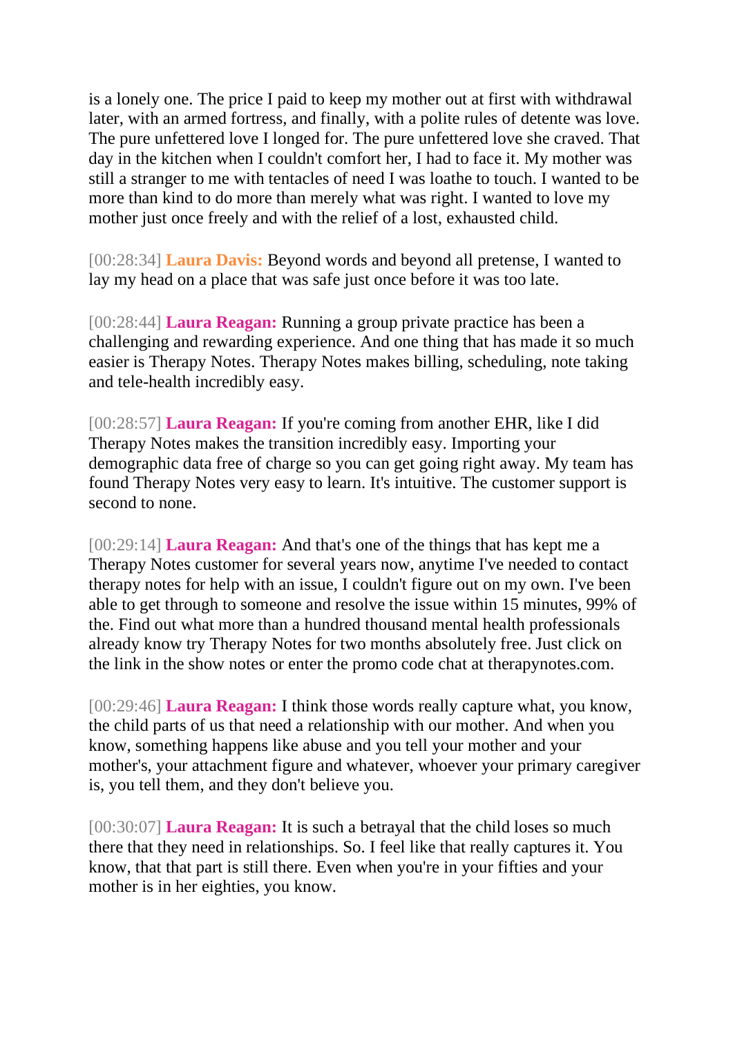is a lonely one. The price I paid to keep my mother out at first with withdrawal later, with an armed fortress, and finally, with a polite rules of detente was love. The pure unfettered love I longed for. The pure unfettered love she craved. That day in the kitchen when I couldn't comfort her, I had to face it. My mother was still a stranger to me with tentacles of need I was loathe to touch. I wanted to be more than kind to do more than merely what was right. I wanted to love my mother just once freely and with the relief of a lost, exhausted child.

[00:28:34] **Laura Davis:** Beyond words and beyond all pretense, I wanted to lay my head on a place that was safe just once before it was too late.

[00:28:44] **Laura Reagan:** Running a group private practice has been a challenging and rewarding experience. And one thing that has made it so much easier is Therapy Notes. Therapy Notes makes billing, scheduling, note taking and tele-health incredibly easy.

[00:28:57] **Laura Reagan:** If you're coming from another EHR, like I did Therapy Notes makes the transition incredibly easy. Importing your demographic data free of charge so you can get going right away. My team has found Therapy Notes very easy to learn. It's intuitive. The customer support is second to none.

[00:29:14] **Laura Reagan:** And that's one of the things that has kept me a Therapy Notes customer for several years now, anytime I've needed to contact therapy notes for help with an issue, I couldn't figure out on my own. I've been able to get through to someone and resolve the issue within 15 minutes, 99% of the. Find out what more than a hundred thousand mental health professionals already know try Therapy Notes for two months absolutely free. Just click on the link in the show notes or enter the promo code chat at therapynotes.com.

[00:29:46] **Laura Reagan:** I think those words really capture what, you know, the child parts of us that need a relationship with our mother. And when you know, something happens like abuse and you tell your mother and your mother's, your attachment figure and whatever, whoever your primary caregiver is, you tell them, and they don't believe you.

[00:30:07] **Laura Reagan:** It is such a betrayal that the child loses so much there that they need in relationships. So. I feel like that really captures it. You know, that that part is still there. Even when you're in your fifties and your mother is in her eighties, you know.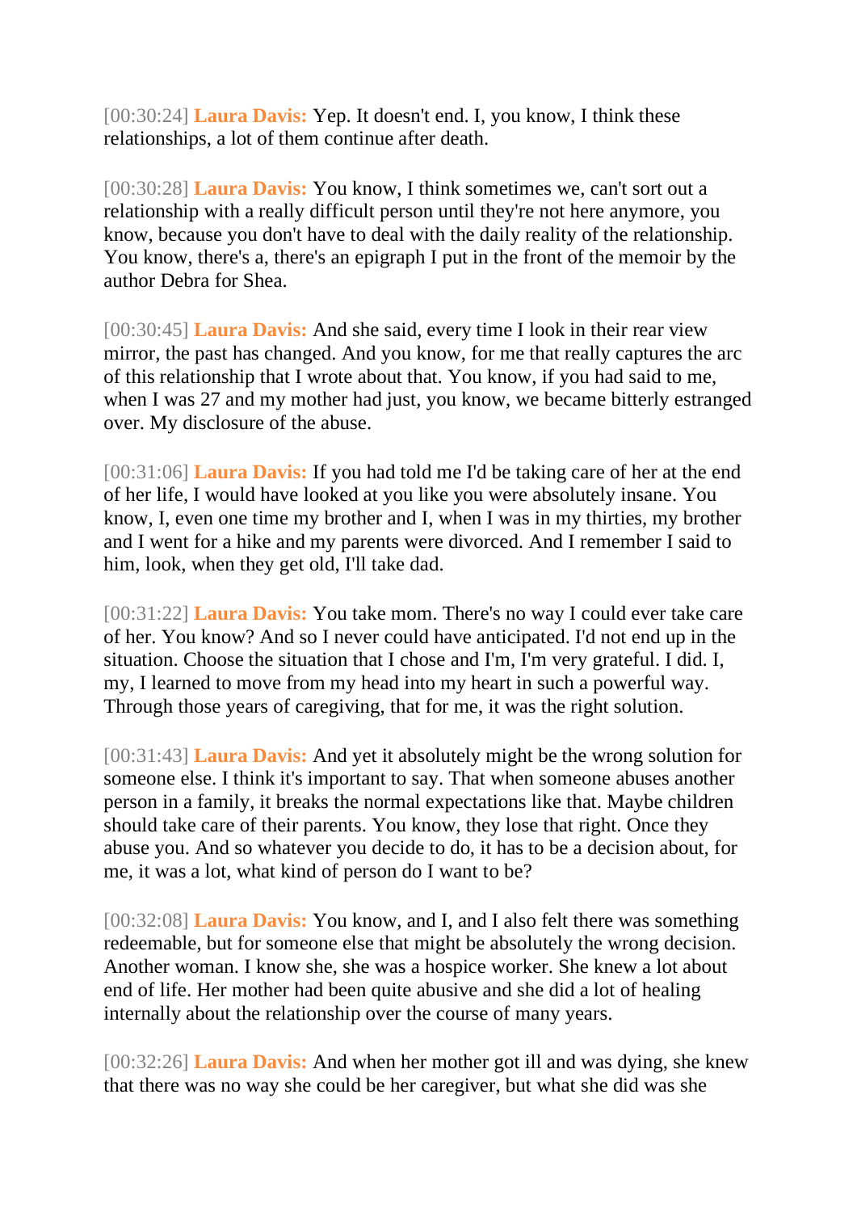[00:30:24] **Laura Davis:** Yep. It doesn't end. I, you know, I think these relationships, a lot of them continue after death.

[00:30:28] **Laura Davis:** You know, I think sometimes we, can't sort out a relationship with a really difficult person until they're not here anymore, you know, because you don't have to deal with the daily reality of the relationship. You know, there's a, there's an epigraph I put in the front of the memoir by the author Debra for Shea.

[00:30:45] **Laura Davis:** And she said, every time I look in their rear view mirror, the past has changed. And you know, for me that really captures the arc of this relationship that I wrote about that. You know, if you had said to me, when I was 27 and my mother had just, you know, we became bitterly estranged over. My disclosure of the abuse.

[00:31:06] **Laura Davis:** If you had told me I'd be taking care of her at the end of her life, I would have looked at you like you were absolutely insane. You know, I, even one time my brother and I, when I was in my thirties, my brother and I went for a hike and my parents were divorced. And I remember I said to him, look, when they get old, I'll take dad.

[00:31:22] **Laura Davis:** You take mom. There's no way I could ever take care of her. You know? And so I never could have anticipated. I'd not end up in the situation. Choose the situation that I chose and I'm, I'm very grateful. I did. I, my, I learned to move from my head into my heart in such a powerful way. Through those years of caregiving, that for me, it was the right solution.

[00:31:43] **Laura Davis:** And yet it absolutely might be the wrong solution for someone else. I think it's important to say. That when someone abuses another person in a family, it breaks the normal expectations like that. Maybe children should take care of their parents. You know, they lose that right. Once they abuse you. And so whatever you decide to do, it has to be a decision about, for me, it was a lot, what kind of person do I want to be?

[00:32:08] **Laura Davis:** You know, and I, and I also felt there was something redeemable, but for someone else that might be absolutely the wrong decision. Another woman. I know she, she was a hospice worker. She knew a lot about end of life. Her mother had been quite abusive and she did a lot of healing internally about the relationship over the course of many years.

[00:32:26] **Laura Davis:** And when her mother got ill and was dying, she knew that there was no way she could be her caregiver, but what she did was she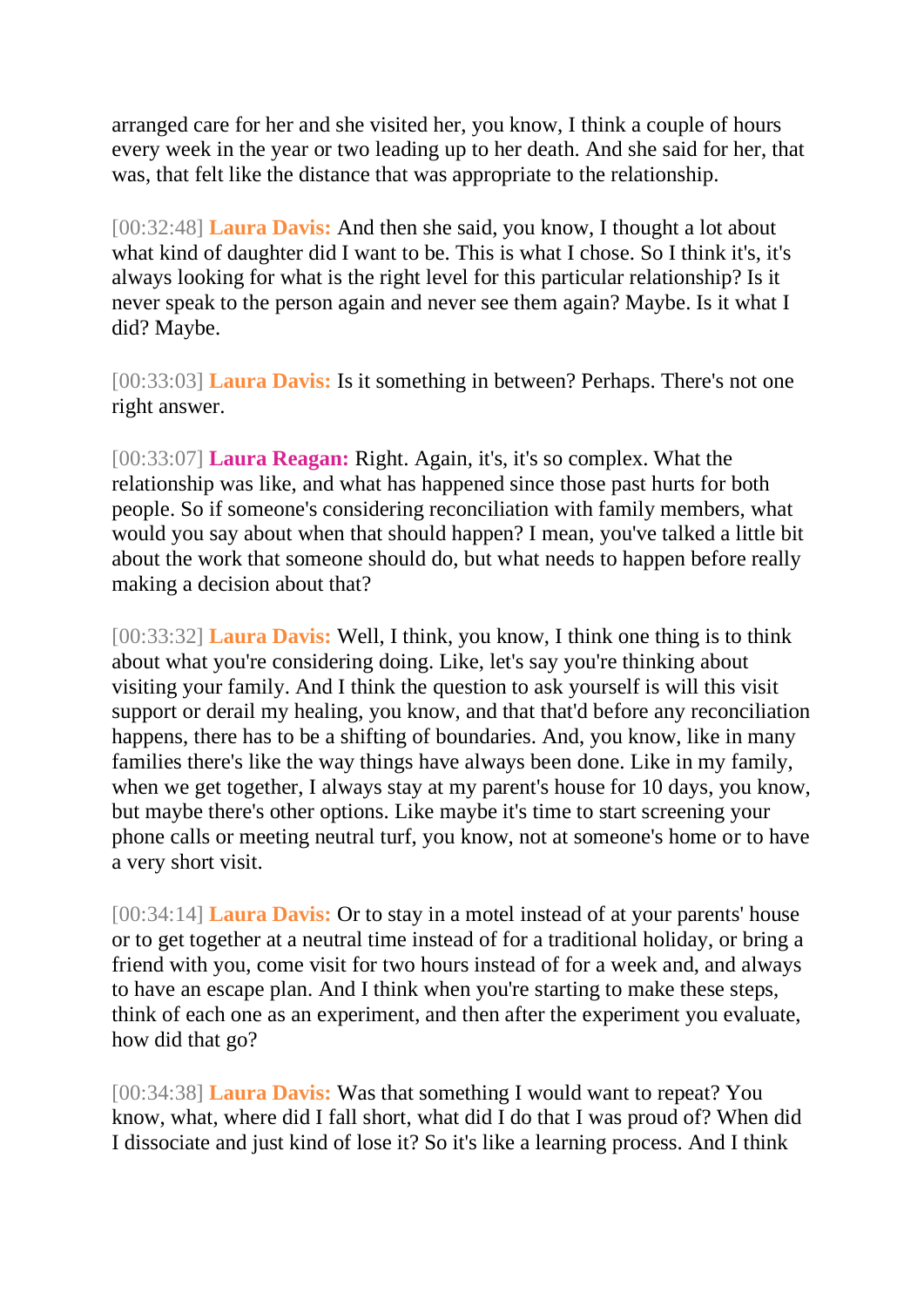arranged care for her and she visited her, you know, I think a couple of hours every week in the year or two leading up to her death. And she said for her, that was, that felt like the distance that was appropriate to the relationship.

[00:32:48] **Laura Davis:** And then she said, you know, I thought a lot about what kind of daughter did I want to be. This is what I chose. So I think it's, it's always looking for what is the right level for this particular relationship? Is it never speak to the person again and never see them again? Maybe. Is it what I did? Maybe.

[00:33:03] **Laura Davis:** Is it something in between? Perhaps. There's not one right answer.

[00:33:07] **Laura Reagan:** Right. Again, it's, it's so complex. What the relationship was like, and what has happened since those past hurts for both people. So if someone's considering reconciliation with family members, what would you say about when that should happen? I mean, you've talked a little bit about the work that someone should do, but what needs to happen before really making a decision about that?

[00:33:32] **Laura Davis:** Well, I think, you know, I think one thing is to think about what you're considering doing. Like, let's say you're thinking about visiting your family. And I think the question to ask yourself is will this visit support or derail my healing, you know, and that that'd before any reconciliation happens, there has to be a shifting of boundaries. And, you know, like in many families there's like the way things have always been done. Like in my family, when we get together, I always stay at my parent's house for 10 days, you know, but maybe there's other options. Like maybe it's time to start screening your phone calls or meeting neutral turf, you know, not at someone's home or to have a very short visit.

[00:34:14] **Laura Davis:** Or to stay in a motel instead of at your parents' house or to get together at a neutral time instead of for a traditional holiday, or bring a friend with you, come visit for two hours instead of for a week and, and always to have an escape plan. And I think when you're starting to make these steps, think of each one as an experiment, and then after the experiment you evaluate, how did that go?

[00:34:38] **Laura Davis:** Was that something I would want to repeat? You know, what, where did I fall short, what did I do that I was proud of? When did I dissociate and just kind of lose it? So it's like a learning process. And I think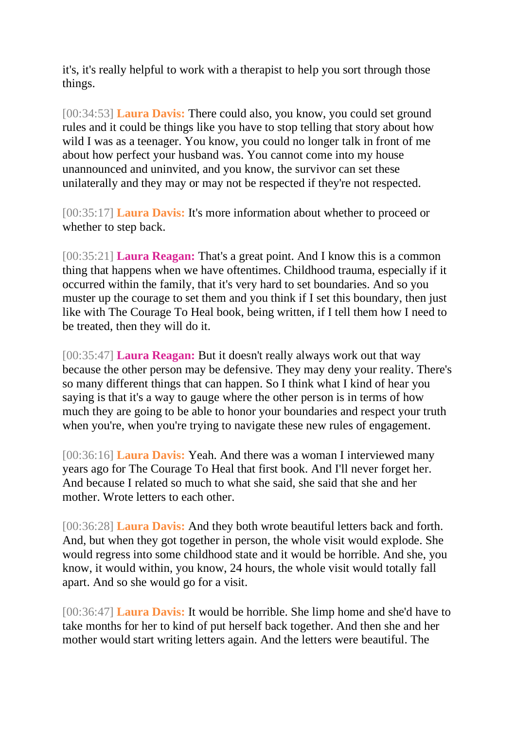it's, it's really helpful to work with a therapist to help you sort through those things.

[00:34:53] **Laura Davis:** There could also, you know, you could set ground rules and it could be things like you have to stop telling that story about how wild I was as a teenager. You know, you could no longer talk in front of me about how perfect your husband was. You cannot come into my house unannounced and uninvited, and you know, the survivor can set these unilaterally and they may or may not be respected if they're not respected.

[00:35:17] **Laura Davis:** It's more information about whether to proceed or whether to step back.

[00:35:21] **Laura Reagan:** That's a great point. And I know this is a common thing that happens when we have oftentimes. Childhood trauma, especially if it occurred within the family, that it's very hard to set boundaries. And so you muster up the courage to set them and you think if I set this boundary, then just like with The Courage To Heal book, being written, if I tell them how I need to be treated, then they will do it.

[00:35:47] **Laura Reagan:** But it doesn't really always work out that way because the other person may be defensive. They may deny your reality. There's so many different things that can happen. So I think what I kind of hear you saying is that it's a way to gauge where the other person is in terms of how much they are going to be able to honor your boundaries and respect your truth when you're, when you're trying to navigate these new rules of engagement.

[00:36:16] **Laura Davis:** Yeah. And there was a woman I interviewed many years ago for The Courage To Heal that first book. And I'll never forget her. And because I related so much to what she said, she said that she and her mother. Wrote letters to each other.

[00:36:28] **Laura Davis:** And they both wrote beautiful letters back and forth. And, but when they got together in person, the whole visit would explode. She would regress into some childhood state and it would be horrible. And she, you know, it would within, you know, 24 hours, the whole visit would totally fall apart. And so she would go for a visit.

[00:36:47] **Laura Davis:** It would be horrible. She limp home and she'd have to take months for her to kind of put herself back together. And then she and her mother would start writing letters again. And the letters were beautiful. The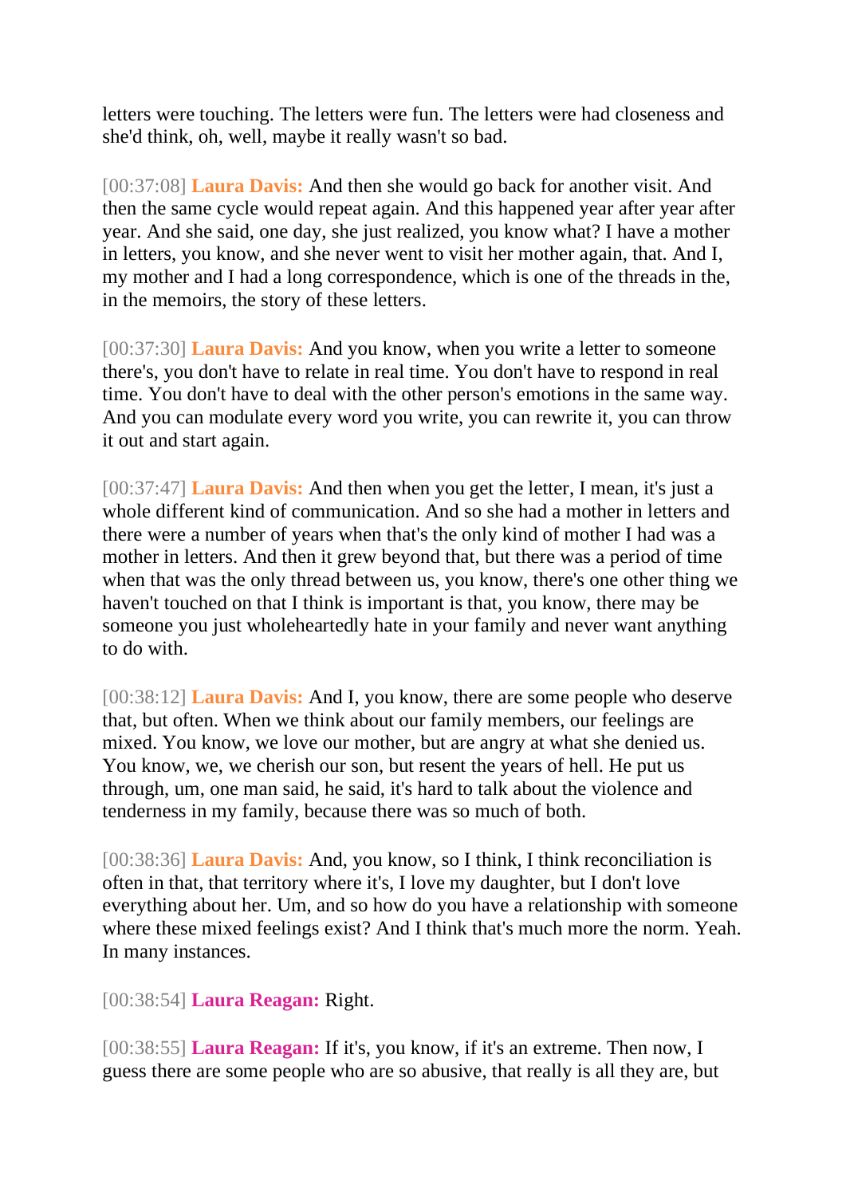letters were touching. The letters were fun. The letters were had closeness and she'd think, oh, well, maybe it really wasn't so bad.

[00:37:08] **Laura Davis:** And then she would go back for another visit. And then the same cycle would repeat again. And this happened year after year after year. And she said, one day, she just realized, you know what? I have a mother in letters, you know, and she never went to visit her mother again, that. And I, my mother and I had a long correspondence, which is one of the threads in the, in the memoirs, the story of these letters.

[00:37:30] **Laura Davis:** And you know, when you write a letter to someone there's, you don't have to relate in real time. You don't have to respond in real time. You don't have to deal with the other person's emotions in the same way. And you can modulate every word you write, you can rewrite it, you can throw it out and start again.

[00:37:47] **Laura Davis:** And then when you get the letter, I mean, it's just a whole different kind of communication. And so she had a mother in letters and there were a number of years when that's the only kind of mother I had was a mother in letters. And then it grew beyond that, but there was a period of time when that was the only thread between us, you know, there's one other thing we haven't touched on that I think is important is that, you know, there may be someone you just wholeheartedly hate in your family and never want anything to do with.

[00:38:12] **Laura Davis:** And I, you know, there are some people who deserve that, but often. When we think about our family members, our feelings are mixed. You know, we love our mother, but are angry at what she denied us. You know, we, we cherish our son, but resent the years of hell. He put us through, um, one man said, he said, it's hard to talk about the violence and tenderness in my family, because there was so much of both.

[00:38:36] **Laura Davis:** And, you know, so I think, I think reconciliation is often in that, that territory where it's, I love my daughter, but I don't love everything about her. Um, and so how do you have a relationship with someone where these mixed feelings exist? And I think that's much more the norm. Yeah. In many instances.

[00:38:54] **Laura Reagan:** Right.

[00:38:55] **Laura Reagan:** If it's, you know, if it's an extreme. Then now, I guess there are some people who are so abusive, that really is all they are, but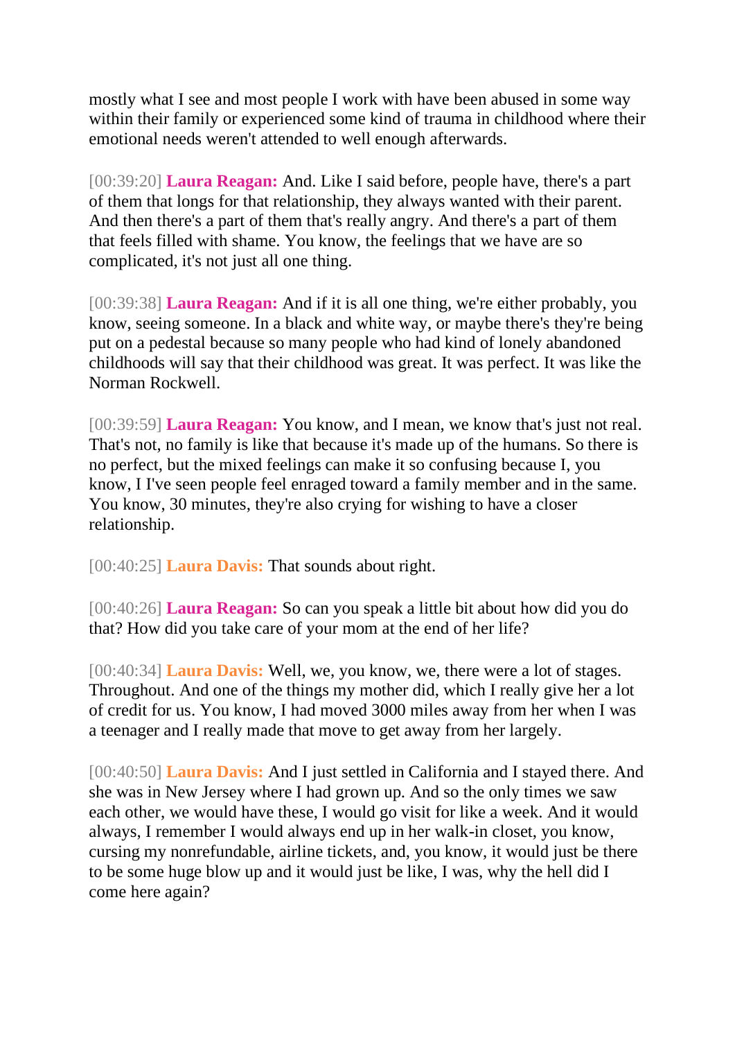mostly what I see and most people I work with have been abused in some way within their family or experienced some kind of trauma in childhood where their emotional needs weren't attended to well enough afterwards.

[00:39:20] **Laura Reagan:** And. Like I said before, people have, there's a part of them that longs for that relationship, they always wanted with their parent. And then there's a part of them that's really angry. And there's a part of them that feels filled with shame. You know, the feelings that we have are so complicated, it's not just all one thing.

[00:39:38] **Laura Reagan:** And if it is all one thing, we're either probably, you know, seeing someone. In a black and white way, or maybe there's they're being put on a pedestal because so many people who had kind of lonely abandoned childhoods will say that their childhood was great. It was perfect. It was like the Norman Rockwell.

[00:39:59] **Laura Reagan:** You know, and I mean, we know that's just not real. That's not, no family is like that because it's made up of the humans. So there is no perfect, but the mixed feelings can make it so confusing because I, you know, I I've seen people feel enraged toward a family member and in the same. You know, 30 minutes, they're also crying for wishing to have a closer relationship.

[00:40:25] **Laura Davis:** That sounds about right.

[00:40:26] **Laura Reagan:** So can you speak a little bit about how did you do that? How did you take care of your mom at the end of her life?

[00:40:34] **Laura Davis:** Well, we, you know, we, there were a lot of stages. Throughout. And one of the things my mother did, which I really give her a lot of credit for us. You know, I had moved 3000 miles away from her when I was a teenager and I really made that move to get away from her largely.

[00:40:50] **Laura Davis:** And I just settled in California and I stayed there. And she was in New Jersey where I had grown up. And so the only times we saw each other, we would have these, I would go visit for like a week. And it would always, I remember I would always end up in her walk-in closet, you know, cursing my nonrefundable, airline tickets, and, you know, it would just be there to be some huge blow up and it would just be like, I was, why the hell did I come here again?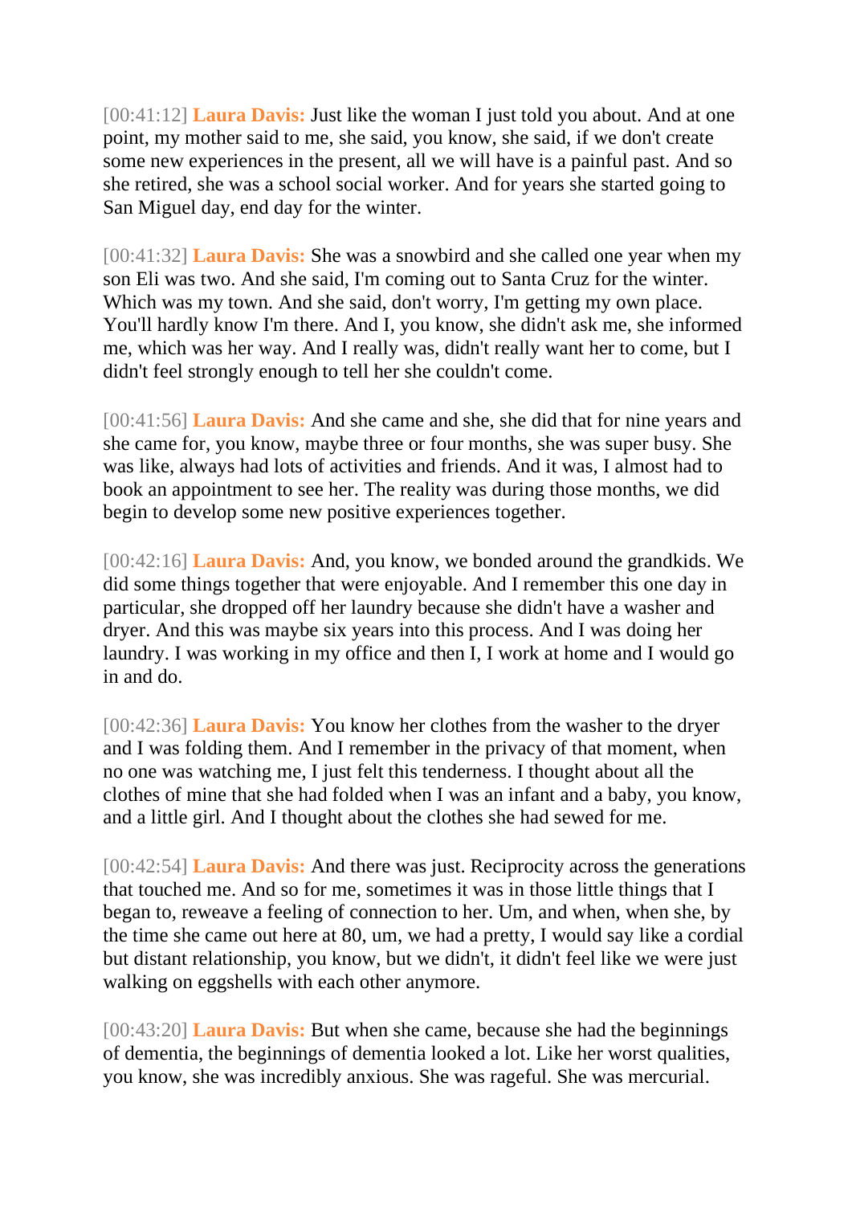[00:41:12] **Laura Davis:** Just like the woman I just told you about. And at one point, my mother said to me, she said, you know, she said, if we don't create some new experiences in the present, all we will have is a painful past. And so she retired, she was a school social worker. And for years she started going to San Miguel day, end day for the winter.

[00:41:32] **Laura Davis:** She was a snowbird and she called one year when my son Eli was two. And she said, I'm coming out to Santa Cruz for the winter. Which was my town. And she said, don't worry, I'm getting my own place. You'll hardly know I'm there. And I, you know, she didn't ask me, she informed me, which was her way. And I really was, didn't really want her to come, but I didn't feel strongly enough to tell her she couldn't come.

[00:41:56] **Laura Davis:** And she came and she, she did that for nine years and she came for, you know, maybe three or four months, she was super busy. She was like, always had lots of activities and friends. And it was, I almost had to book an appointment to see her. The reality was during those months, we did begin to develop some new positive experiences together.

[00:42:16] **Laura Davis:** And, you know, we bonded around the grandkids. We did some things together that were enjoyable. And I remember this one day in particular, she dropped off her laundry because she didn't have a washer and dryer. And this was maybe six years into this process. And I was doing her laundry. I was working in my office and then I, I work at home and I would go in and do.

[00:42:36] **Laura Davis:** You know her clothes from the washer to the dryer and I was folding them. And I remember in the privacy of that moment, when no one was watching me, I just felt this tenderness. I thought about all the clothes of mine that she had folded when I was an infant and a baby, you know, and a little girl. And I thought about the clothes she had sewed for me.

[00:42:54] **Laura Davis:** And there was just. Reciprocity across the generations that touched me. And so for me, sometimes it was in those little things that I began to, reweave a feeling of connection to her. Um, and when, when she, by the time she came out here at 80, um, we had a pretty, I would say like a cordial but distant relationship, you know, but we didn't, it didn't feel like we were just walking on eggshells with each other anymore.

[00:43:20] **Laura Davis:** But when she came, because she had the beginnings of dementia, the beginnings of dementia looked a lot. Like her worst qualities, you know, she was incredibly anxious. She was rageful. She was mercurial.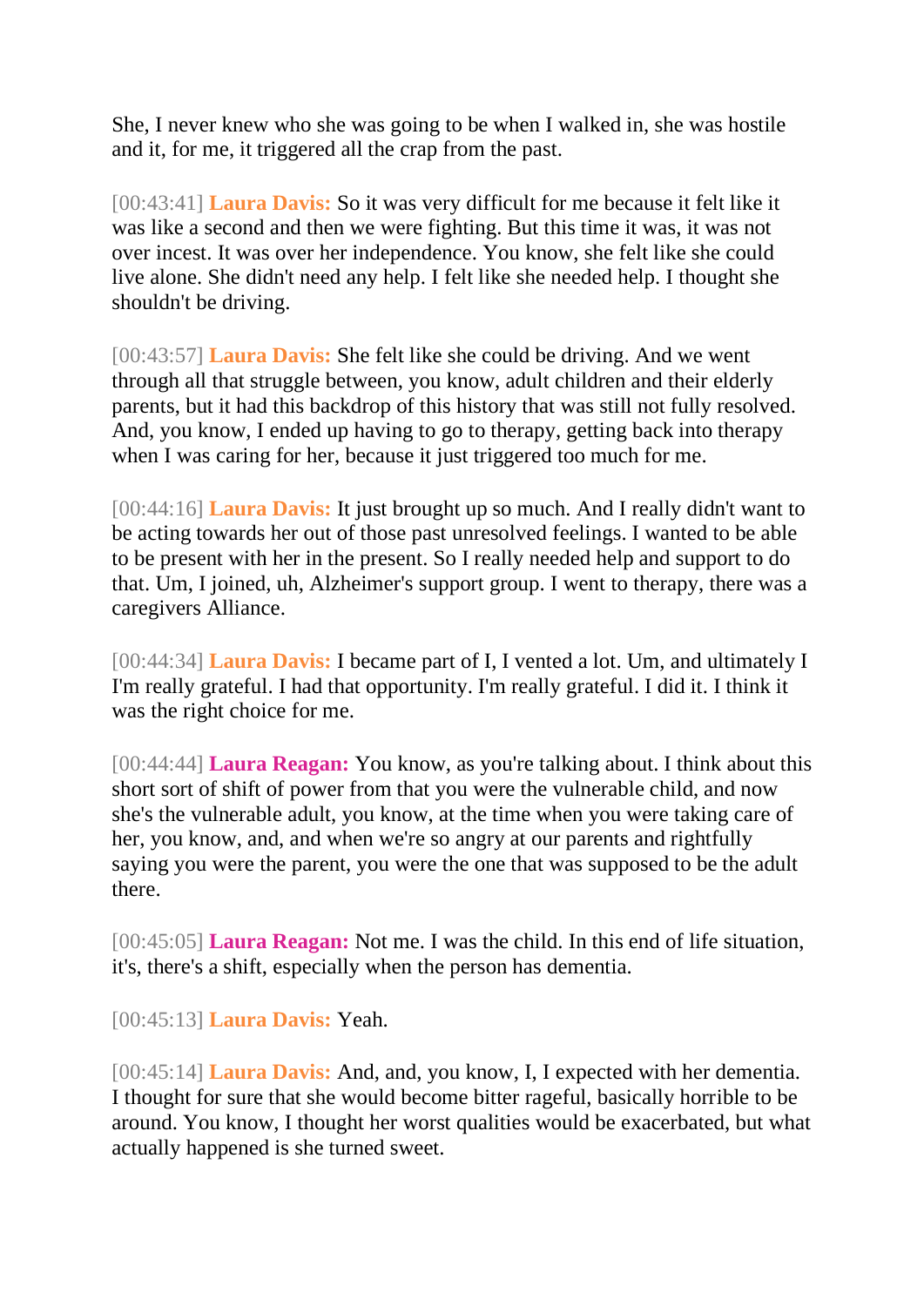She, I never knew who she was going to be when I walked in, she was hostile and it, for me, it triggered all the crap from the past.

[00:43:41] **Laura Davis:** So it was very difficult for me because it felt like it was like a second and then we were fighting. But this time it was, it was not over incest. It was over her independence. You know, she felt like she could live alone. She didn't need any help. I felt like she needed help. I thought she shouldn't be driving.

[00:43:57] **Laura Davis:** She felt like she could be driving. And we went through all that struggle between, you know, adult children and their elderly parents, but it had this backdrop of this history that was still not fully resolved. And, you know, I ended up having to go to therapy, getting back into therapy when I was caring for her, because it just triggered too much for me.

[00:44:16] **Laura Davis:** It just brought up so much. And I really didn't want to be acting towards her out of those past unresolved feelings. I wanted to be able to be present with her in the present. So I really needed help and support to do that. Um, I joined, uh, Alzheimer's support group. I went to therapy, there was a caregivers Alliance.

[00:44:34] **Laura Davis:** I became part of I, I vented a lot. Um, and ultimately I I'm really grateful. I had that opportunity. I'm really grateful. I did it. I think it was the right choice for me.

[00:44:44] **Laura Reagan:** You know, as you're talking about. I think about this short sort of shift of power from that you were the vulnerable child, and now she's the vulnerable adult, you know, at the time when you were taking care of her, you know, and, and when we're so angry at our parents and rightfully saying you were the parent, you were the one that was supposed to be the adult there.

[00:45:05] **Laura Reagan:** Not me. I was the child. In this end of life situation, it's, there's a shift, especially when the person has dementia.

[00:45:13] **Laura Davis:** Yeah.

[00:45:14] **Laura Davis:** And, and, you know, I, I expected with her dementia. I thought for sure that she would become bitter rageful, basically horrible to be around. You know, I thought her worst qualities would be exacerbated, but what actually happened is she turned sweet.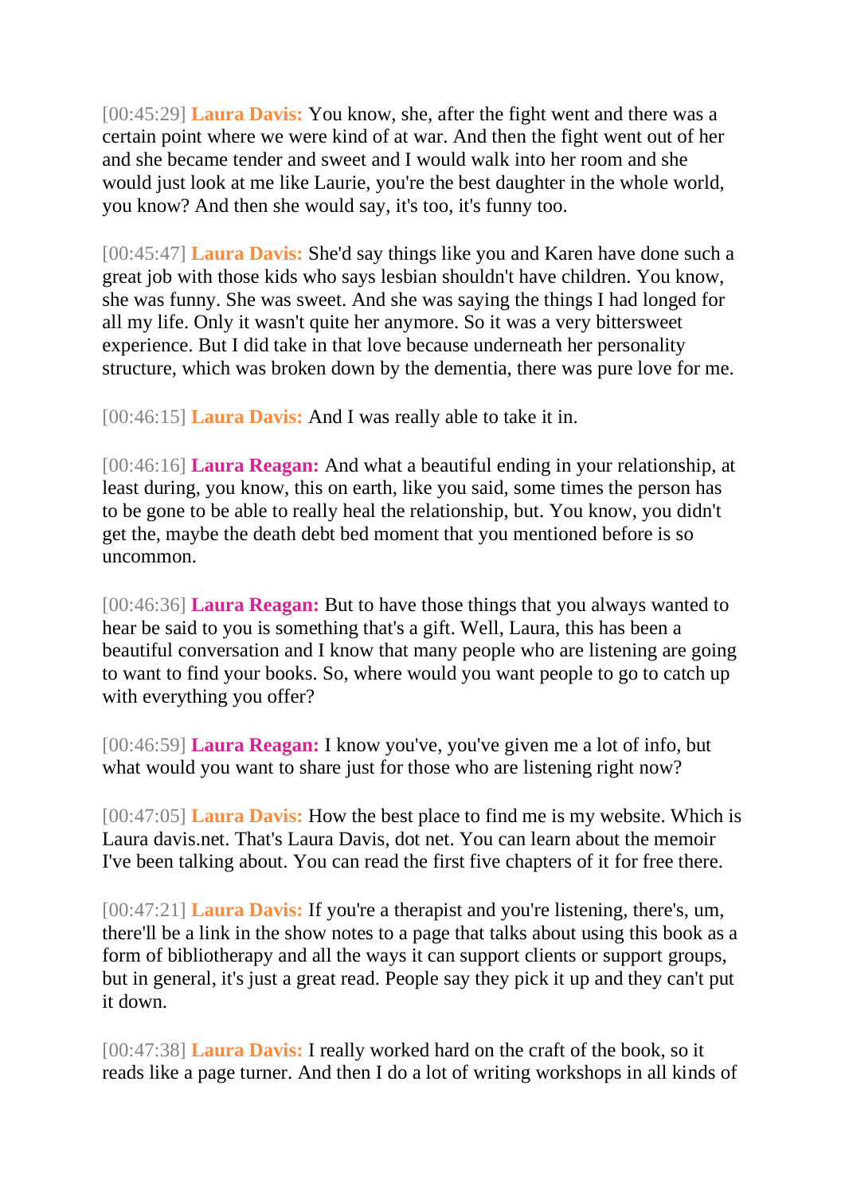[00:45:29] **Laura Davis:** You know, she, after the fight went and there was a certain point where we were kind of at war. And then the fight went out of her and she became tender and sweet and I would walk into her room and she would just look at me like Laurie, you're the best daughter in the whole world, you know? And then she would say, it's too, it's funny too.

[00:45:47] **Laura Davis:** She'd say things like you and Karen have done such a great job with those kids who says lesbian shouldn't have children. You know, she was funny. She was sweet. And she was saying the things I had longed for all my life. Only it wasn't quite her anymore. So it was a very bittersweet experience. But I did take in that love because underneath her personality structure, which was broken down by the dementia, there was pure love for me.

[00:46:15] **Laura Davis:** And I was really able to take it in.

[00:46:16] **Laura Reagan:** And what a beautiful ending in your relationship, at least during, you know, this on earth, like you said, some times the person has to be gone to be able to really heal the relationship, but. You know, you didn't get the, maybe the death debt bed moment that you mentioned before is so uncommon.

[00:46:36] **Laura Reagan:** But to have those things that you always wanted to hear be said to you is something that's a gift. Well, Laura, this has been a beautiful conversation and I know that many people who are listening are going to want to find your books. So, where would you want people to go to catch up with everything you offer?

[00:46:59] **Laura Reagan:** I know you've, you've given me a lot of info, but what would you want to share just for those who are listening right now?

[00:47:05] **Laura Davis:** How the best place to find me is my website. Which is Laura davis.net. That's Laura Davis, dot net. You can learn about the memoir I've been talking about. You can read the first five chapters of it for free there.

[00:47:21] **Laura Davis:** If you're a therapist and you're listening, there's, um, there'll be a link in the show notes to a page that talks about using this book as a form of bibliotherapy and all the ways it can support clients or support groups, but in general, it's just a great read. People say they pick it up and they can't put it down.

[00:47:38] **Laura Davis:** I really worked hard on the craft of the book, so it reads like a page turner. And then I do a lot of writing workshops in all kinds of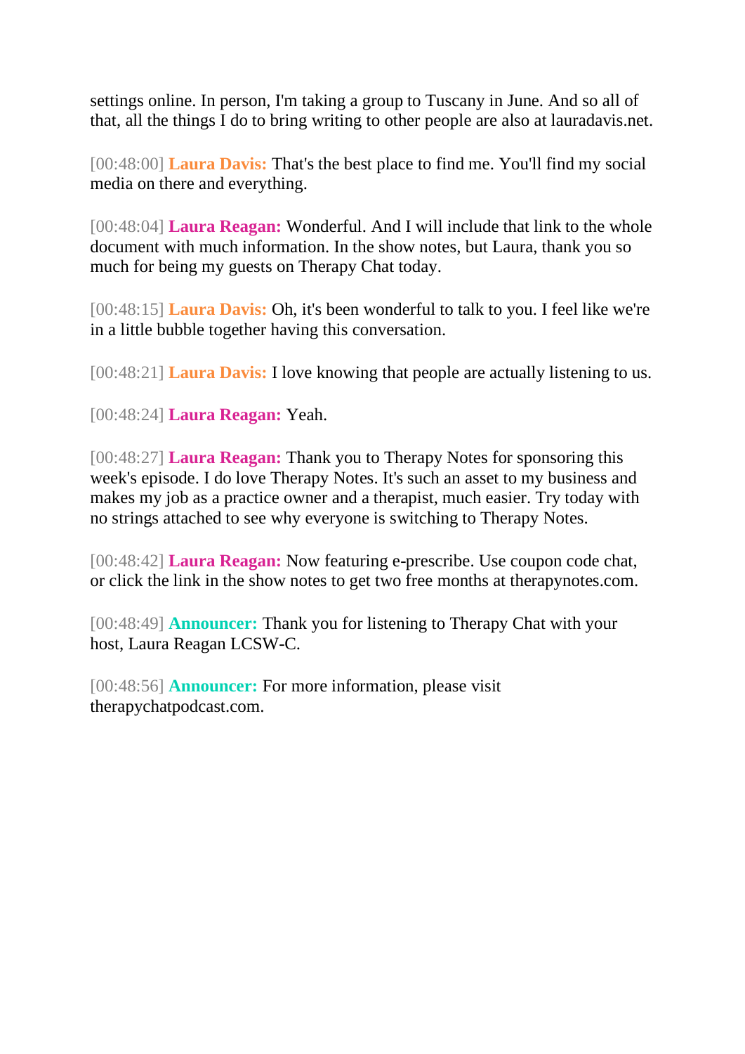settings online. In person, I'm taking a group to Tuscany in June. And so all of that, all the things I do to bring writing to other people are also at lauradavis.net.

[00:48:00] **Laura Davis:** That's the best place to find me. You'll find my social media on there and everything.

[00:48:04] **Laura Reagan:** Wonderful. And I will include that link to the whole document with much information. In the show notes, but Laura, thank you so much for being my guests on Therapy Chat today.

[00:48:15] **Laura Davis:** Oh, it's been wonderful to talk to you. I feel like we're in a little bubble together having this conversation.

[00:48:21] **Laura Davis:** I love knowing that people are actually listening to us.

[00:48:24] **Laura Reagan:** Yeah.

[00:48:27] **Laura Reagan:** Thank you to Therapy Notes for sponsoring this week's episode. I do love Therapy Notes. It's such an asset to my business and makes my job as a practice owner and a therapist, much easier. Try today with no strings attached to see why everyone is switching to Therapy Notes.

[00:48:42] **Laura Reagan:** Now featuring e-prescribe. Use coupon code chat, or click the link in the show notes to get two free months at therapynotes.com.

[00:48:49] **Announcer:** Thank you for listening to Therapy Chat with your host, Laura Reagan LCSW-C.

[00:48:56] **Announcer:** For more information, please visit therapychatpodcast.com.